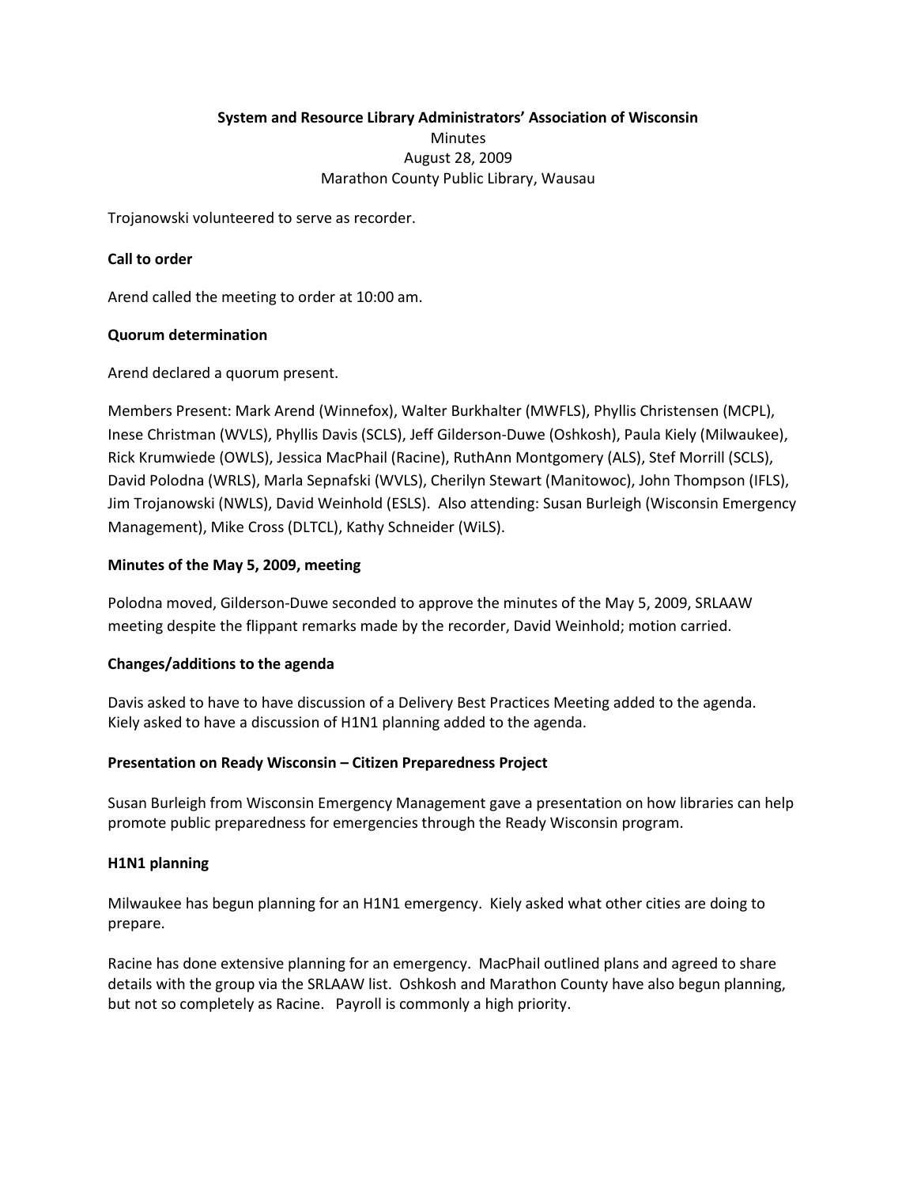**System and Resource Library Administrators' Association of Wisconsin**

Minutes

August 28, 2009

Marathon County Public Library, Wausau

Trojanowski volunteered to serve as recorder.

**Call to order**

Arend called the meeting to order at 10:00 am.

**Quorum determination**

Arend declared a quorum present.

Members Present: Mark Arend (Winnefox), Walter Burkhalter (MWFLS), Phyllis Christensen (MCPL), Inese Christman (WVLS), Phyllis Davis (SCLS), Jeff Gilderson-Duwe (Oshkosh), Paula Kiely (Milwaukee), Rick Krumwiede (OWLS), Jessica MacPhail (Racine), RuthAnn Montgomery (ALS), Stef Morrill (SCLS), David Polodna (WRLS), Marla Sepnafski (WVLS), Cherilyn Stewart (Manitowoc), John Thompson (IFLS), Jim Trojanowski (NWLS), David Weinhold (ESLS). Also attending: Susan Burleigh (Wisconsin Emergency Management), Mike Cross (DLTCL), Kathy Schneider (WiLS).

**Minutes of the May 5, 2009, meeting**

Polodna moved, Gilderson-Duwe seconded to approve the minutes of the May 5, 2009, SRLAAW meeting despite the flippant remarks made by the recorder, David Weinhold; motion carried.

**Changes/additions to the agenda**

Davis asked to have to have discussion of a Delivery Best Practices Meeting added to the agenda. Kiely asked to have a discussion of H1N1 planning added to the agenda.

**Presentation on Ready Wisconsin – Citizen Preparedness Project**

Susan Burleigh from Wisconsin Emergency Management gave a presentation on how libraries can help promote public preparedness for emergencies through the Ready Wisconsin program.

**H1N1 planning**

Milwaukee has begun planning for an H1N1 emergency. Kiely asked what other cities are doing to prepare.

Racine has done extensive planning for an emergency. MacPhail outlined plans and agreed to share details with the group via the SRLAAW list. Oshkosh and Marathon County have also begun planning, but not so completely as Racine. Payroll is commonly a high priority.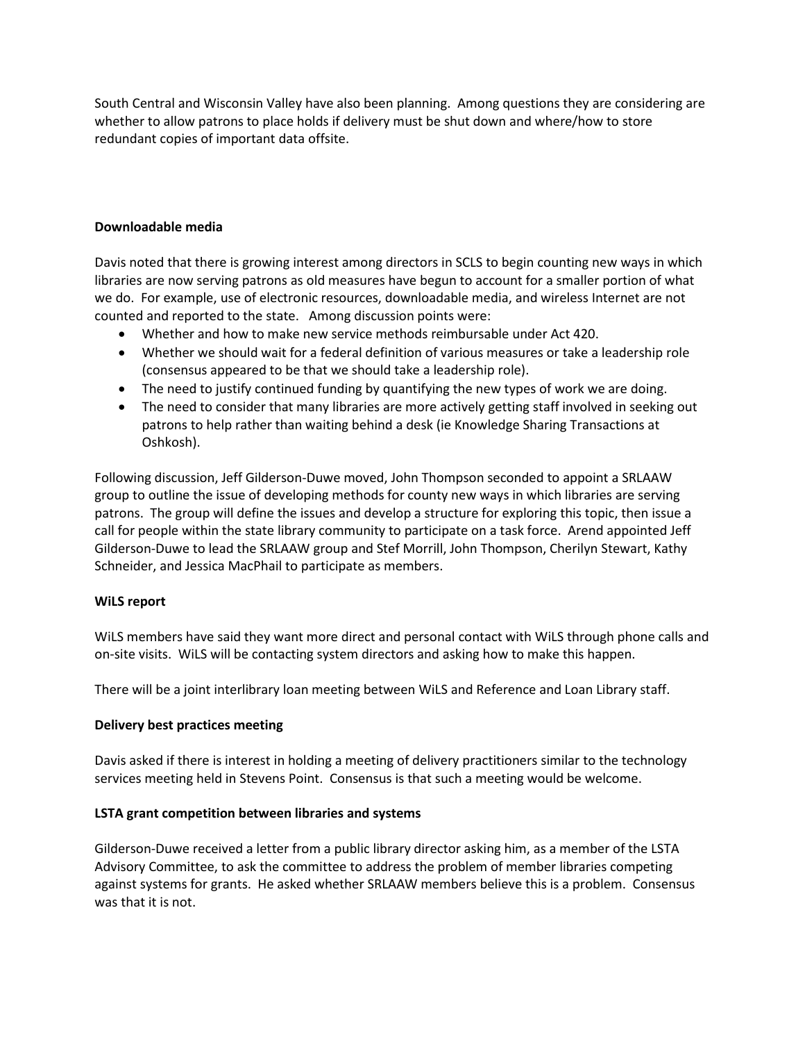South Central and Wisconsin Valley have also been planning. Among questions they are considering are whether to allow patrons to place holds if delivery must be shut down and where/how to store redundant copies of important data offsite.

**Downloadable media**

Davis noted that there is growing interest among directors in SCLS to begin counting new ways in which libraries are now serving patrons as old measures have begun to account for a smaller portion of what we do. For example, use of electronic resources, downloadable media, and wireless Internet are not counted and reported to the state. Among discussion points were:

- Whether and how to make new service methods reimbursable under Act 420.
- Whether we should wait for a federal definition of various measures or take a leadership role (consensus appeared to be that we should take a leadership role).
- The need to justify continued funding by quantifying the new types of work we are doing.
- The need to consider that many libraries are more actively getting staff involved in seeking out patrons to help rather than waiting behind a desk (ie Knowledge Sharing Transactions at Oshkosh).

Following discussion, Jeff Gilderson-Duwe moved, John Thompson seconded to appoint a SRLAAW group to outline the issue of developing methods for county new ways in which libraries are serving patrons. The group will define the issues and develop a structure for exploring this topic, then issue a call for people within the state library community to participate on a task force. Arend appointed Jeff Gilderson-Duwe to lead the SRLAAW group and Stef Morrill, John Thompson, Cherilyn Stewart, Kathy Schneider, and Jessica MacPhail to participate as members.

**WiLS report**

WiLS members have said they want more direct and personal contact with WiLS through phone calls and on-site visits. WiLS will be contacting system directors and asking how to make this happen.

There will be a joint interlibrary loan meeting between WiLS and Reference and Loan Library staff.

**Delivery best practices meeting**

Davis asked if there is interest in holding a meeting of delivery practitioners similar to the technology services meeting held in Stevens Point. Consensus is that such a meeting would be welcome.

**LSTA grant competition between libraries and systems**

Gilderson-Duwe received a letter from a public library director asking him, as a member of the LSTA Advisory Committee, to ask the committee to address the problem of member libraries competing against systems for grants. He asked whether SRLAAW members believe this is a problem. Consensus was that it is not.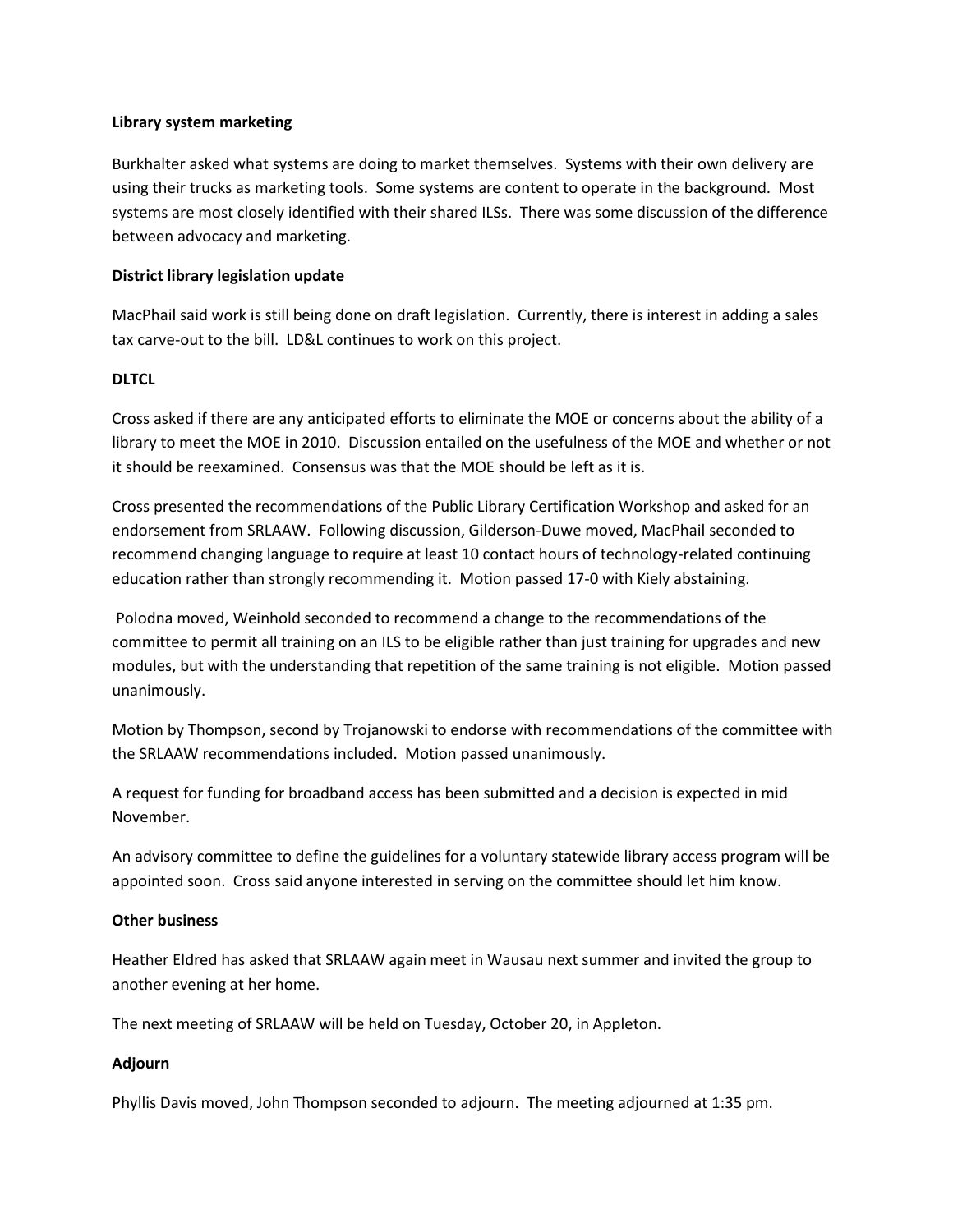**Library system marketing**

Burkhalter asked what systems are doing to market themselves. Systems with their own delivery are using their trucks as marketing tools. Some systems are content to operate in the background. Most systems are most closely identified with their shared ILSs. There was some discussion of the difference between advocacy and marketing.

**District library legislation update**

MacPhail said work is still being done on draft legislation. Currently, there is interest in adding a sales tax carve-out to the bill. LD&L continues to work on this project.

**DLTCL**

Cross asked if there are any anticipated efforts to eliminate the MOE or concerns about the ability of a library to meet the MOE in 2010. Discussion entailed on the usefulness of the MOE and whether or not it should be reexamined. Consensus was that the MOE should be left as it is.

Cross presented the recommendations of the Public Library Certification Workshop and asked for an endorsement from SRLAAW. Following discussion, Gilderson-Duwe moved, MacPhail seconded to recommend changing language to require at least 10 contact hours of technology-related continuing education rather than strongly recommending it. Motion passed 17-0 with Kiely abstaining.

Polodna moved, Weinhold seconded to recommend a change to the recommendations of the committee to permit all training on an ILS to be eligible rather than just training for upgrades and new modules, but with the understanding that repetition of the same training is not eligible. Motion passed unanimously.

Motion by Thompson, second by Trojanowski to endorse with recommendations of the committee with the SRLAAW recommendations included. Motion passed unanimously.

A request for funding for broadband access has been submitted and a decision is expected in mid November.

An advisory committee to define the guidelines for a voluntary statewide library access program will be appointed soon. Cross said anyone interested in serving on the committee should let him know.

**Other business**

Heather Eldred has asked that SRLAAW again meet in Wausau next summer and invited the group to another evening at her home.

The next meeting of SRLAAW will be held on Tuesday, October 20, in Appleton.

**Adjourn**

Phyllis Davis moved, John Thompson seconded to adjourn. The meeting adjourned at 1:35 pm.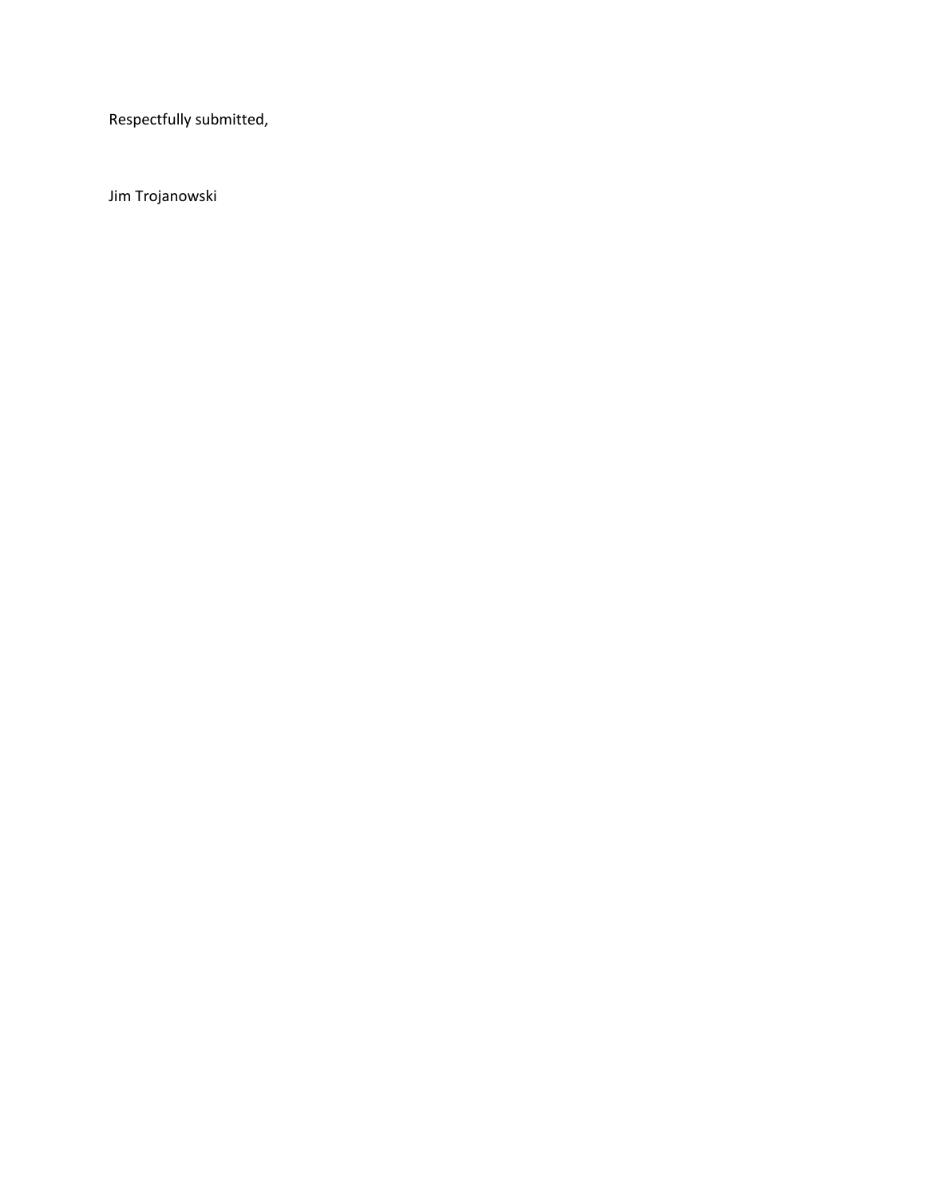Respectfully submitted,

Jim Trojanowski